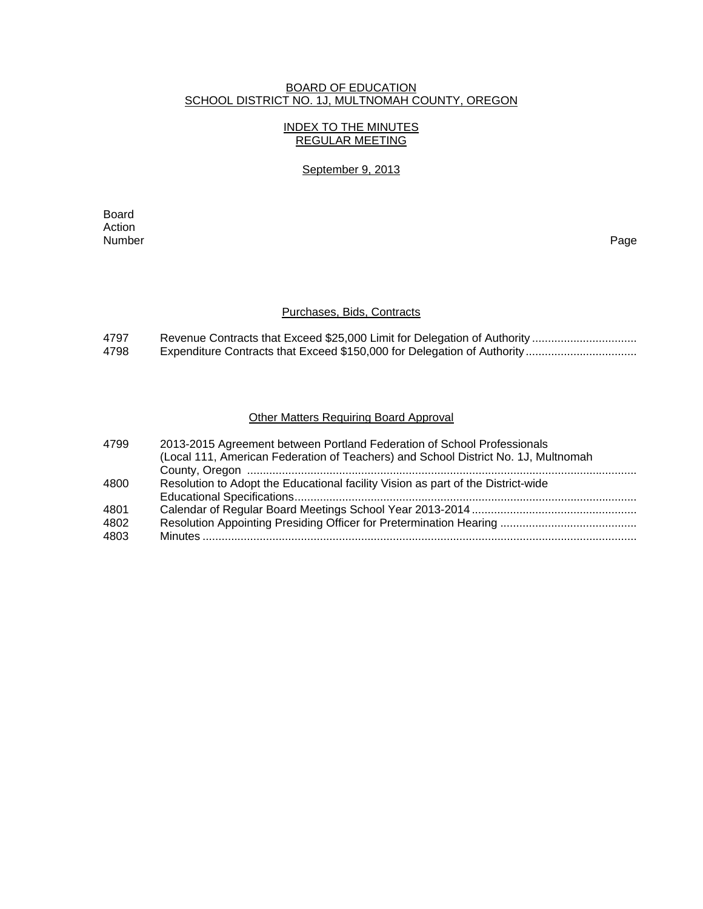# BOARD OF EDUCATION
## SCHOOL DISTRICT NO. 1J, MULTNOMAH COUNTY, OREGON

### INDEX TO THE MINUTES
### REGULAR MEETING

September 9, 2013

| Board Action Number | | Page |
|---|---|---|
| | **Purchases, Bids, Contracts** | |
| 4797 | Revenue Contracts that Exceed $25,000 Limit for Delegation of Authority | |
| 4798 | Expenditure Contracts that Exceed $150,000 for Delegation of Authority | |
| | **Other Matters Requiring Board Approval** | |
| 4799 | 2013-2015 Agreement between Portland Federation of School Professionals (Local 111, American Federation of Teachers) and School District No. 1J, Multnomah County, Oregon | |
| 4800 | Resolution to Adopt the Educational facility Vision as part of the District-wide Educational Specifications | |
| 4801 | Calendar of Regular Board Meetings School Year 2013-2014 | |
| 4802 | Resolution Appointing Presiding Officer for Pretermination Hearing | |
| 4803 | Minutes | |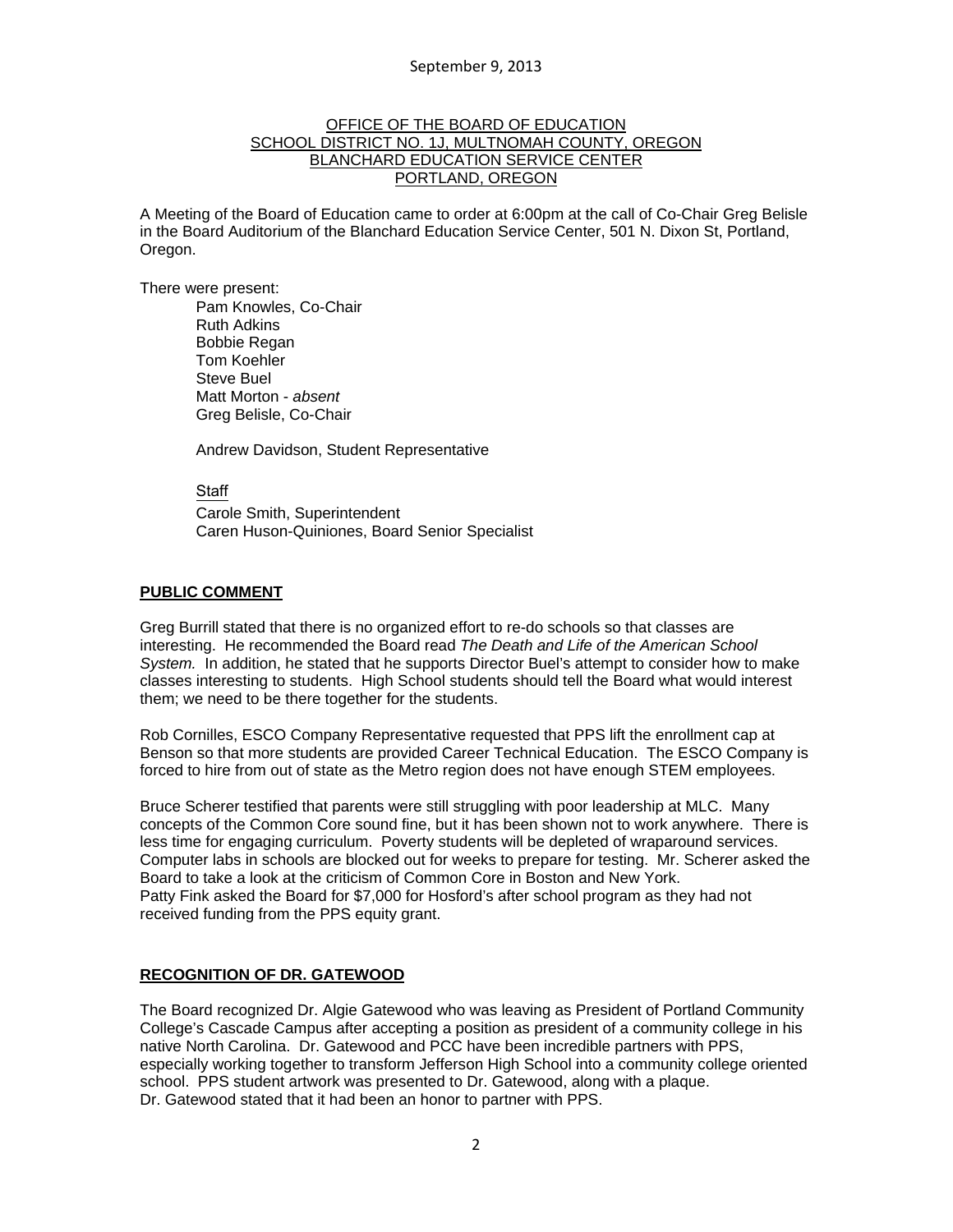September 9, 2013

OFFICE OF THE BOARD OF EDUCATION
SCHOOL DISTRICT NO. 1J, MULTNOMAH COUNTY, OREGON
BLANCHARD EDUCATION SERVICE CENTER
PORTLAND, OREGON

A Meeting of the Board of Education came to order at 6:00pm at the call of Co-Chair Greg Belisle in the Board Auditorium of the Blanchard Education Service Center, 501 N. Dixon St, Portland, Oregon.

There were present:

Pam Knowles, Co-Chair
Ruth Adkins
Bobbie Regan
Tom Koehler
Steve Buel
Matt Morton - *absent*
Greg Belisle, Co-Chair

Andrew Davidson, Student Representative

Staff
Carole Smith, Superintendent
Caren Huson-Quiniones, Board Senior Specialist

**PUBLIC COMMENT**

Greg Burrill stated that there is no organized effort to re-do schools so that classes are interesting. He recommended the Board read *The Death and Life of the American School System.* In addition, he stated that he supports Director Buel's attempt to consider how to make classes interesting to students. High School students should tell the Board what would interest them; we need to be there together for the students.

Rob Cornilles, ESCO Company Representative requested that PPS lift the enrollment cap at Benson so that more students are provided Career Technical Education. The ESCO Company is forced to hire from out of state as the Metro region does not have enough STEM employees.

Bruce Scherer testified that parents were still struggling with poor leadership at MLC. Many concepts of the Common Core sound fine, but it has been shown not to work anywhere. There is less time for engaging curriculum. Poverty students will be depleted of wraparound services. Computer labs in schools are blocked out for weeks to prepare for testing. Mr. Scherer asked the Board to take a look at the criticism of Common Core in Boston and New York.
Patty Fink asked the Board for $7,000 for Hosford's after school program as they had not received funding from the PPS equity grant.

**RECOGNITION OF DR. GATEWOOD**

The Board recognized Dr. Algie Gatewood who was leaving as President of Portland Community College's Cascade Campus after accepting a position as president of a community college in his native North Carolina. Dr. Gatewood and PCC have been incredible partners with PPS, especially working together to transform Jefferson High School into a community college oriented school. PPS student artwork was presented to Dr. Gatewood, along with a plaque.
Dr. Gatewood stated that it had been an honor to partner with PPS.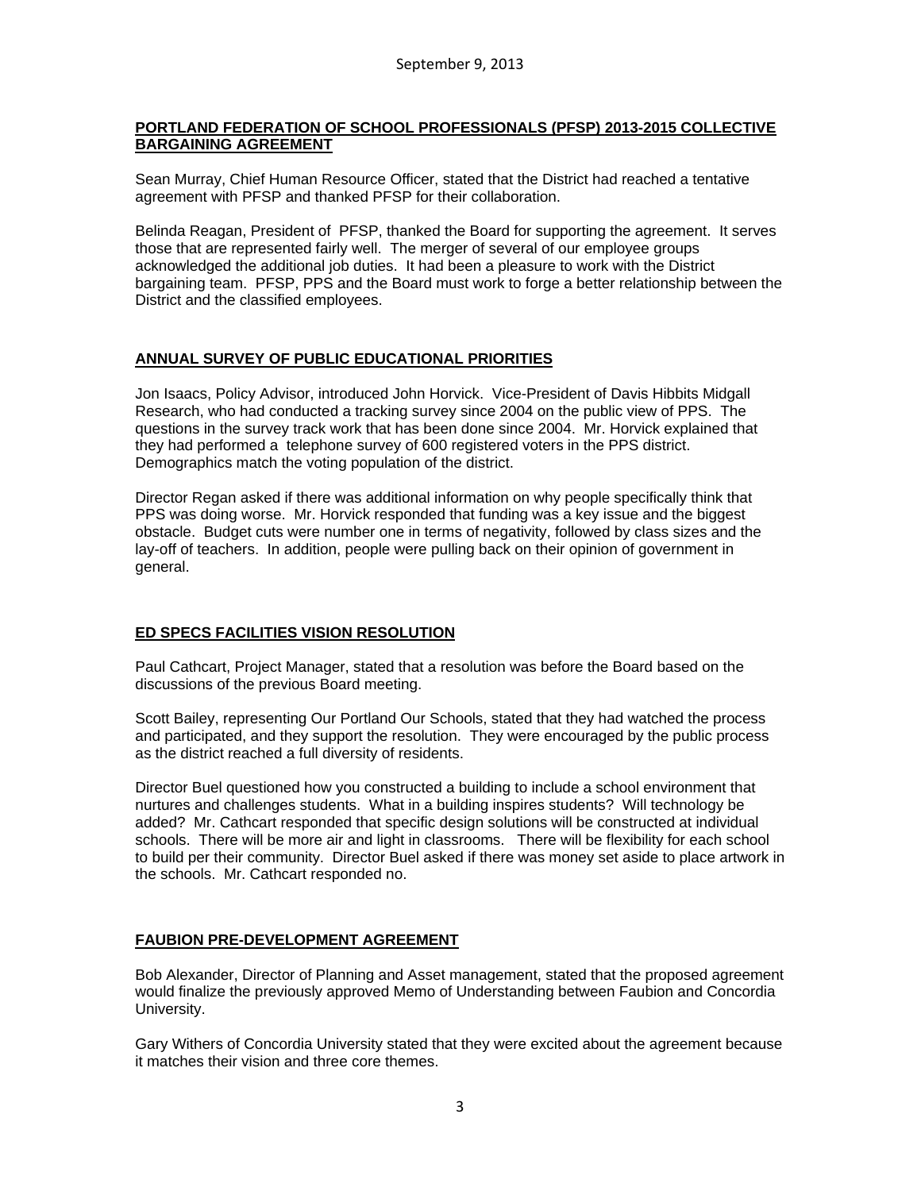## PORTLAND FEDERATION OF SCHOOL PROFESSIONALS (PFSP) 2013-2015 COLLECTIVE BARGAINING AGREEMENT

Sean Murray, Chief Human Resource Officer, stated that the District had reached a tentative agreement with PFSP and thanked PFSP for their collaboration.

Belinda Reagan, President of PFSP, thanked the Board for supporting the agreement. It serves those that are represented fairly well. The merger of several of our employee groups acknowledged the additional job duties. It had been a pleasure to work with the District bargaining team. PFSP, PPS and the Board must work to forge a better relationship between the District and the classified employees.

## ANNUAL SURVEY OF PUBLIC EDUCATIONAL PRIORITIES

Jon Isaacs, Policy Advisor, introduced John Horvick. Vice-President of Davis Hibbits Midgall Research, who had conducted a tracking survey since 2004 on the public view of PPS. The questions in the survey track work that has been done since 2004. Mr. Horvick explained that they had performed a telephone survey of 600 registered voters in the PPS district. Demographics match the voting population of the district.

Director Regan asked if there was additional information on why people specifically think that PPS was doing worse. Mr. Horvick responded that funding was a key issue and the biggest obstacle. Budget cuts were number one in terms of negativity, followed by class sizes and the lay-off of teachers. In addition, people were pulling back on their opinion of government in general.

## ED SPECS FACILITIES VISION RESOLUTION

Paul Cathcart, Project Manager, stated that a resolution was before the Board based on the discussions of the previous Board meeting.

Scott Bailey, representing Our Portland Our Schools, stated that they had watched the process and participated, and they support the resolution. They were encouraged by the public process as the district reached a full diversity of residents.

Director Buel questioned how you constructed a building to include a school environment that nurtures and challenges students. What in a building inspires students? Will technology be added? Mr. Cathcart responded that specific design solutions will be constructed at individual schools. There will be more air and light in classrooms. There will be flexibility for each school to build per their community. Director Buel asked if there was money set aside to place artwork in the schools. Mr. Cathcart responded no.

## FAUBION PRE-DEVELOPMENT AGREEMENT

Bob Alexander, Director of Planning and Asset management, stated that the proposed agreement would finalize the previously approved Memo of Understanding between Faubion and Concordia University.

Gary Withers of Concordia University stated that they were excited about the agreement because it matches their vision and three core themes.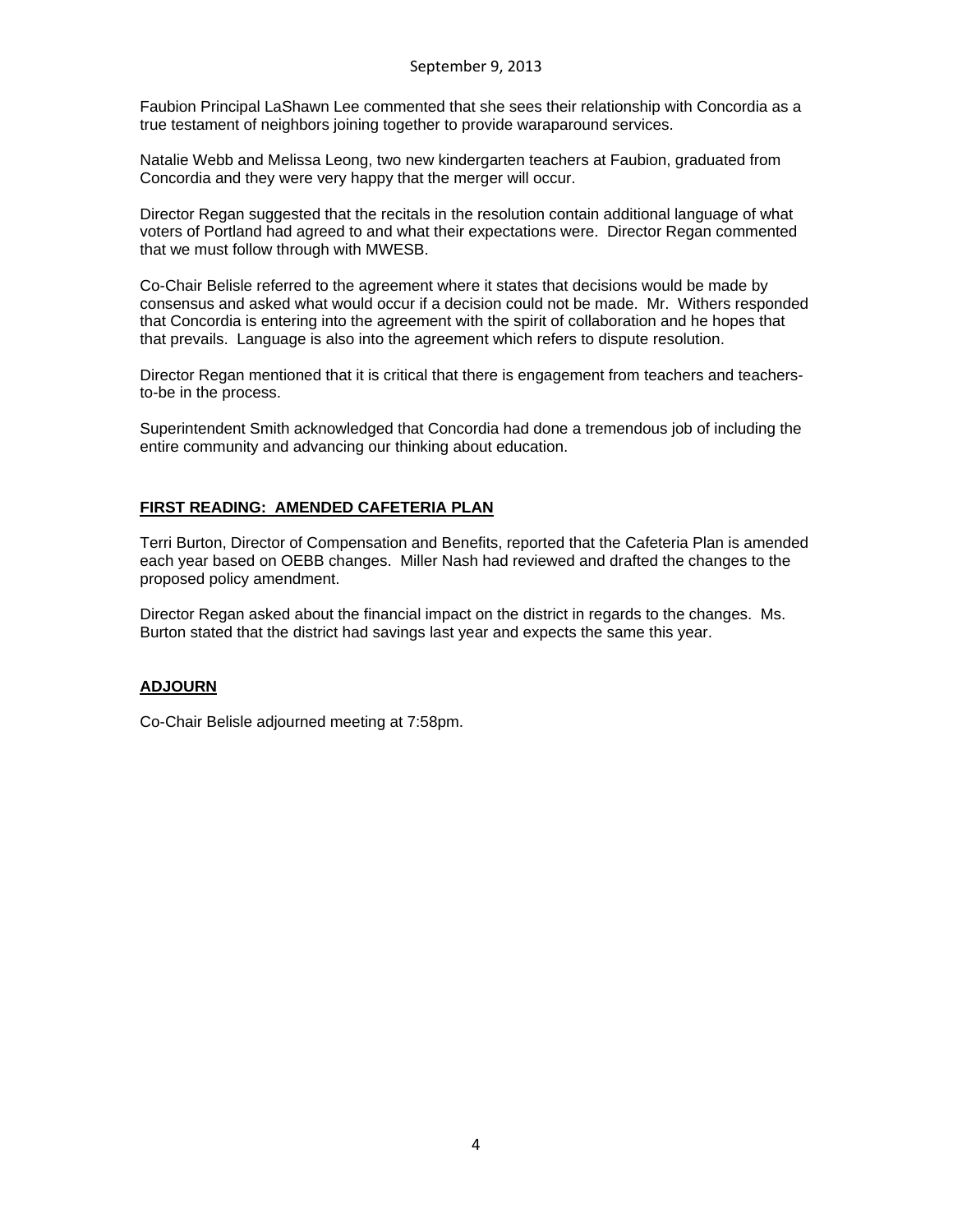Faubion Principal LaShawn Lee commented that she sees their relationship with Concordia as a true testament of neighbors joining together to provide waraparound services.

Natalie Webb and Melissa Leong, two new kindergarten teachers at Faubion, graduated from Concordia and they were very happy that the merger will occur.

Director Regan suggested that the recitals in the resolution contain additional language of what voters of Portland had agreed to and what their expectations were. Director Regan commented that we must follow through with MWESB.

Co-Chair Belisle referred to the agreement where it states that decisions would be made by consensus and asked what would occur if a decision could not be made. Mr. Withers responded that Concordia is entering into the agreement with the spirit of collaboration and he hopes that that prevails. Language is also into the agreement which refers to dispute resolution.

Director Regan mentioned that it is critical that there is engagement from teachers and teachers-to-be in the process.

Superintendent Smith acknowledged that Concordia had done a tremendous job of including the entire community and advancing our thinking about education.

## FIRST READING: AMENDED CAFETERIA PLAN

Terri Burton, Director of Compensation and Benefits, reported that the Cafeteria Plan is amended each year based on OEBB changes. Miller Nash had reviewed and drafted the changes to the proposed policy amendment.

Director Regan asked about the financial impact on the district in regards to the changes. Ms. Burton stated that the district had savings last year and expects the same this year.

## ADJOURN

Co-Chair Belisle adjourned meeting at 7:58pm.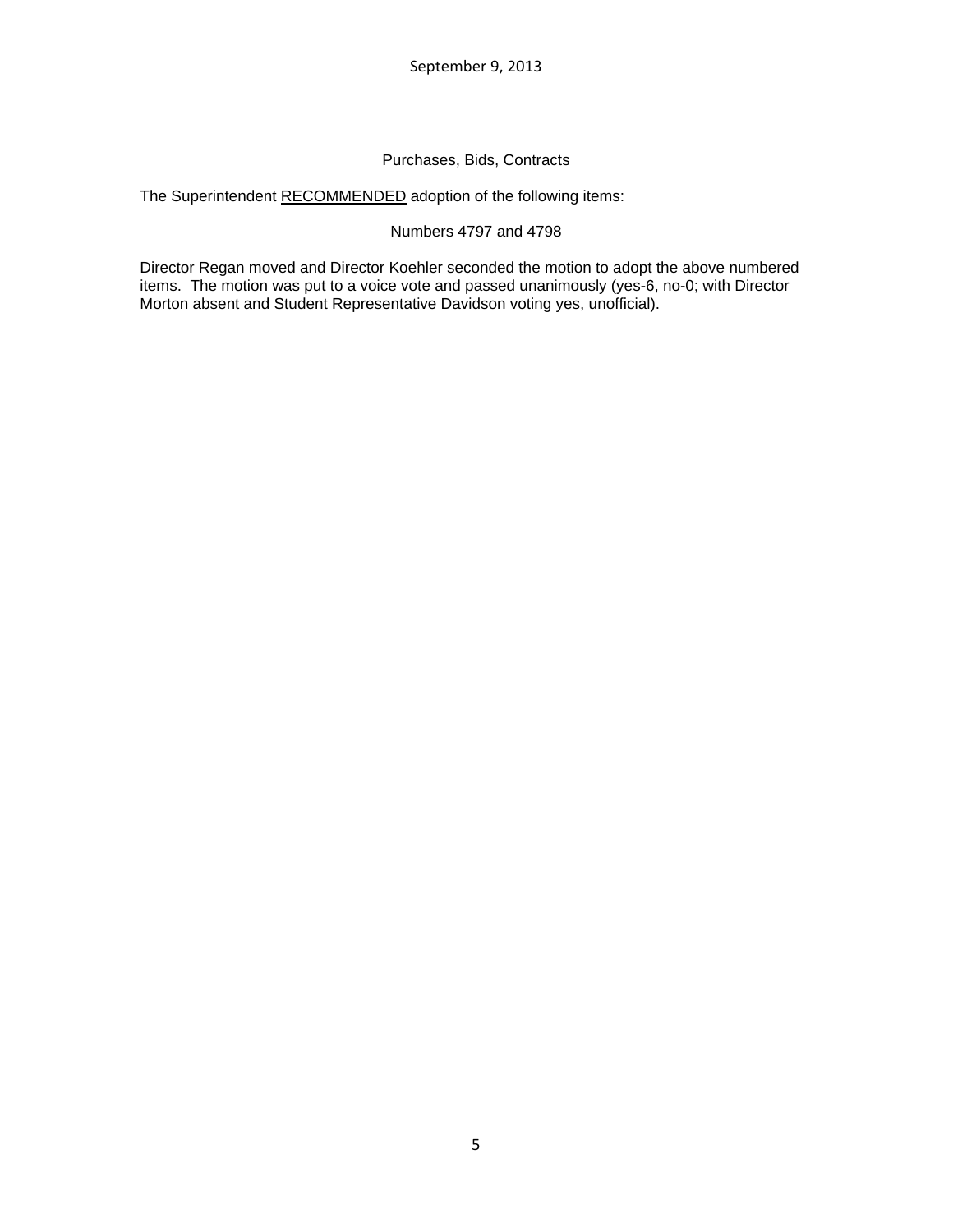## Purchases, Bids, Contracts

The Superintendent RECOMMENDED adoption of the following items:

Numbers 4797 and 4798

Director Regan moved and Director Koehler seconded the motion to adopt the above numbered items. The motion was put to a voice vote and passed unanimously (yes-6, no-0; with Director Morton absent and Student Representative Davidson voting yes, unofficial).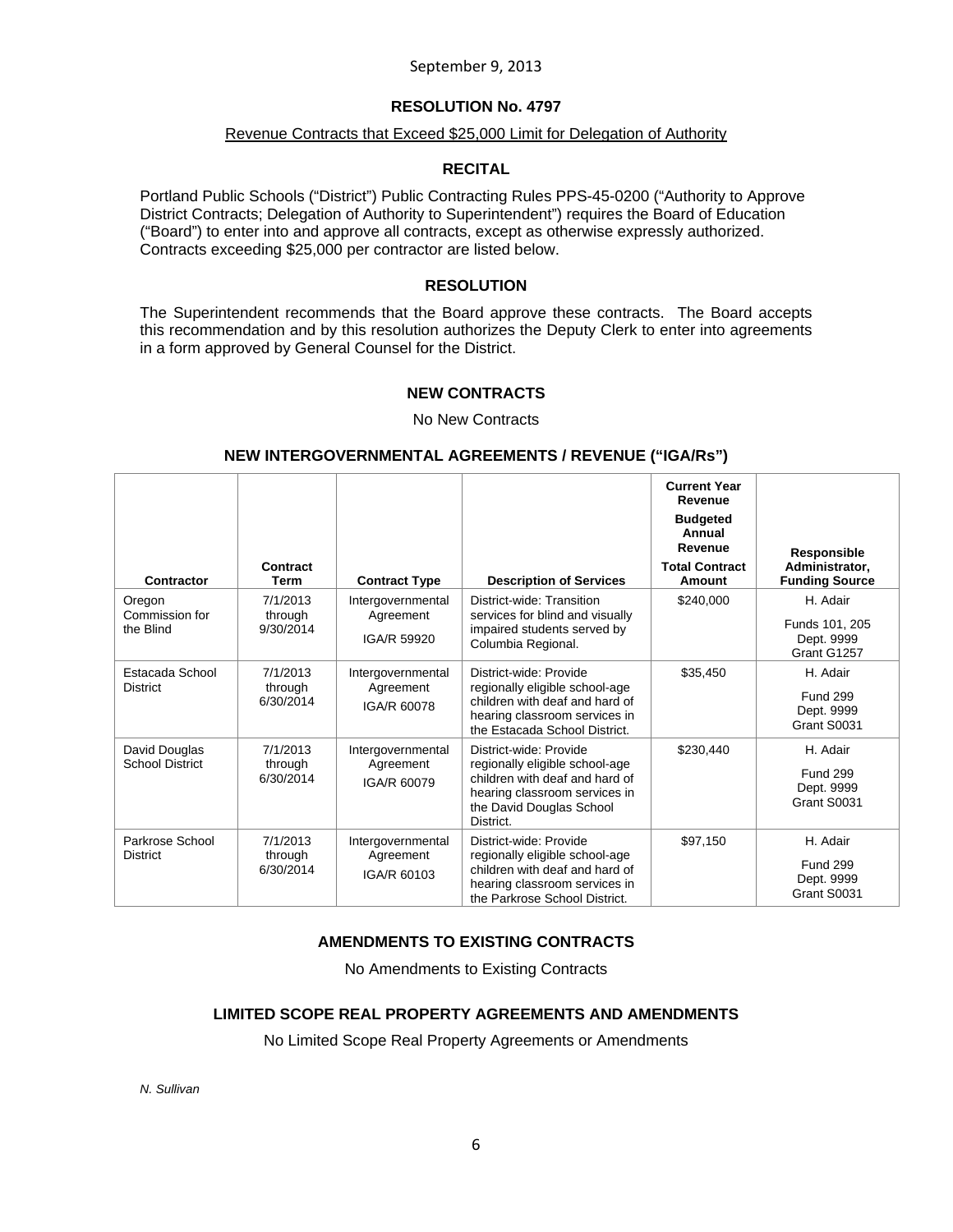September 9, 2013

# RESOLUTION No. 4797

Revenue Contracts that Exceed $25,000 Limit for Delegation of Authority

## RECITAL

Portland Public Schools ("District") Public Contracting Rules PPS-45-0200 ("Authority to Approve District Contracts; Delegation of Authority to Superintendent") requires the Board of Education ("Board") to enter into and approve all contracts, except as otherwise expressly authorized. Contracts exceeding $25,000 per contractor are listed below.

## RESOLUTION

The Superintendent recommends that the Board approve these contracts. The Board accepts this recommendation and by this resolution authorizes the Deputy Clerk to enter into agreements in a form approved by General Counsel for the District.

## NEW CONTRACTS

No New Contracts

## NEW INTERGOVERNMENTAL AGREEMENTS / REVENUE ("IGA/Rs")

| Contractor | Contract Term | Contract Type | Description of Services | Current Year Revenue<br>Budgeted Annual Revenue<br>Total Contract Amount | Responsible Administrator, Funding Source |
|---|---|---|---|---|---|
| Oregon Commission for the Blind | 7/1/2013 through 9/30/2014 | Intergovernmental Agreement<br>IGA/R 59920 | District-wide: Transition services for blind and visually impaired students served by Columbia Regional. | $240,000 | H. Adair<br>Funds 101, 205 Dept. 9999 Grant G1257 |
| Estacada School District | 7/1/2013 through 6/30/2014 | Intergovernmental Agreement<br>IGA/R 60078 | District-wide: Provide regionally eligible school-age children with deaf and hard of hearing classroom services in the Estacada School District. | $35,450 | H. Adair<br>Fund 299 Dept. 9999 Grant S0031 |
| David Douglas School District | 7/1/2013 through 6/30/2014 | Intergovernmental Agreement<br>IGA/R 60079 | District-wide: Provide regionally eligible school-age children with deaf and hard of hearing classroom services in the David Douglas School District. | $230,440 | H. Adair<br>Fund 299 Dept. 9999 Grant S0031 |
| Parkrose School District | 7/1/2013 through 6/30/2014 | Intergovernmental Agreement<br>IGA/R 60103 | District-wide: Provide regionally eligible school-age children with deaf and hard of hearing classroom services in the Parkrose School District. | $97,150 | H. Adair<br>Fund 299 Dept. 9999 Grant S0031 |

## AMENDMENTS TO EXISTING CONTRACTS

No Amendments to Existing Contracts

## LIMITED SCOPE REAL PROPERTY AGREEMENTS AND AMENDMENTS

No Limited Scope Real Property Agreements or Amendments

*N. Sullivan*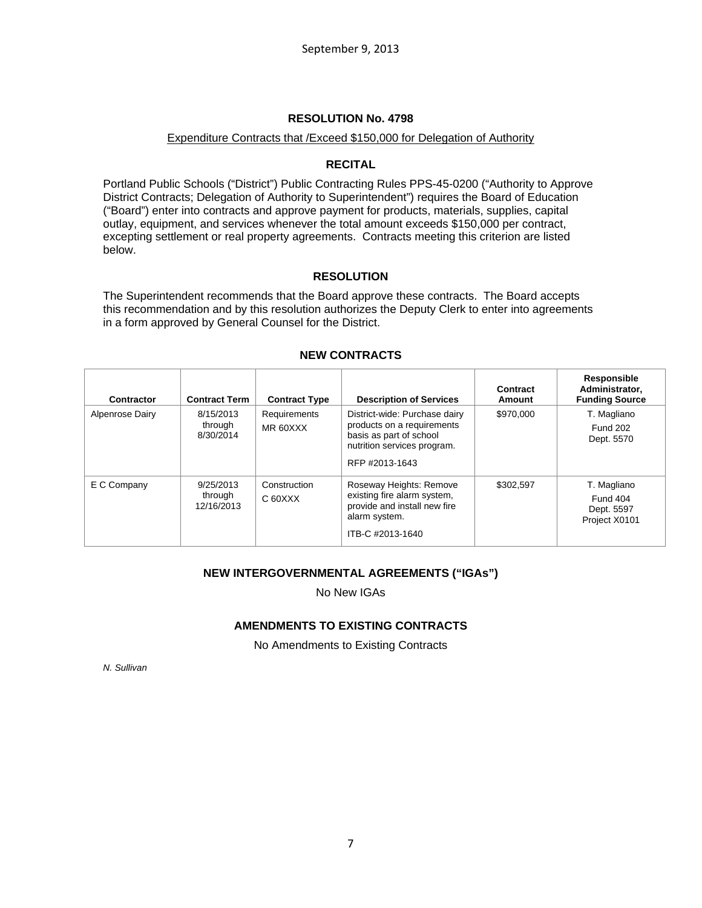September 9, 2013

## RESOLUTION No. 4798

Expenditure Contracts that /Exceed $150,000 for Delegation of Authority

### RECITAL

Portland Public Schools ("District") Public Contracting Rules PPS-45-0200 ("Authority to Approve District Contracts; Delegation of Authority to Superintendent") requires the Board of Education ("Board") enter into contracts and approve payment for products, materials, supplies, capital outlay, equipment, and services whenever the total amount exceeds $150,000 per contract, excepting settlement or real property agreements. Contracts meeting this criterion are listed below.

### RESOLUTION

The Superintendent recommends that the Board approve these contracts. The Board accepts this recommendation and by this resolution authorizes the Deputy Clerk to enter into agreements in a form approved by General Counsel for the District.

### NEW CONTRACTS

| Contractor | Contract Term | Contract Type | Description of Services | Contract Amount | Responsible Administrator, Funding Source |
|---|---|---|---|---|---|
| Alpenrose Dairy | 8/15/2013 through 8/30/2014 | Requirements MR 60XXX | District-wide: Purchase dairy products on a requirements basis as part of school nutrition services program. RFP #2013-1643 | $970,000 | T. Magliano Fund 202 Dept. 5570 |
| E C Company | 9/25/2013 through 12/16/2013 | Construction C 60XXX | Roseway Heights: Remove existing fire alarm system, provide and install new fire alarm system. ITB-C #2013-1640 | $302,597 | T. Magliano Fund 404 Dept. 5597 Project X0101 |

### NEW INTERGOVERNMENTAL AGREEMENTS ("IGAs")

No New IGAs

### AMENDMENTS TO EXISTING CONTRACTS

No Amendments to Existing Contracts

*N. Sullivan*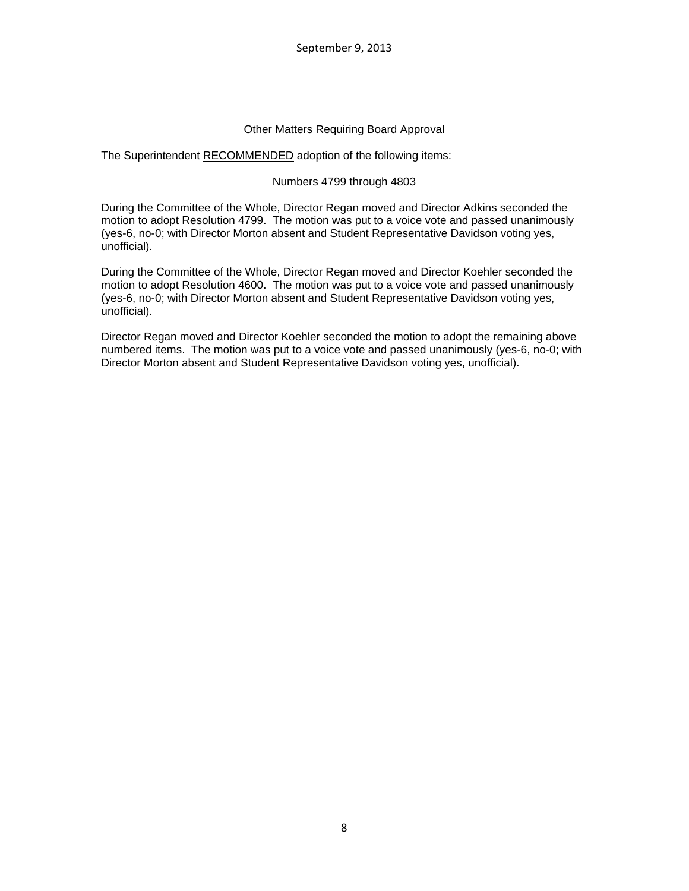## Other Matters Requiring Board Approval

The Superintendent RECOMMENDED adoption of the following items:

Numbers 4799 through 4803

During the Committee of the Whole, Director Regan moved and Director Adkins seconded the motion to adopt Resolution 4799. The motion was put to a voice vote and passed unanimously (yes-6, no-0; with Director Morton absent and Student Representative Davidson voting yes, unofficial).

During the Committee of the Whole, Director Regan moved and Director Koehler seconded the motion to adopt Resolution 4600. The motion was put to a voice vote and passed unanimously (yes-6, no-0; with Director Morton absent and Student Representative Davidson voting yes, unofficial).

Director Regan moved and Director Koehler seconded the motion to adopt the remaining above numbered items. The motion was put to a voice vote and passed unanimously (yes-6, no-0; with Director Morton absent and Student Representative Davidson voting yes, unofficial).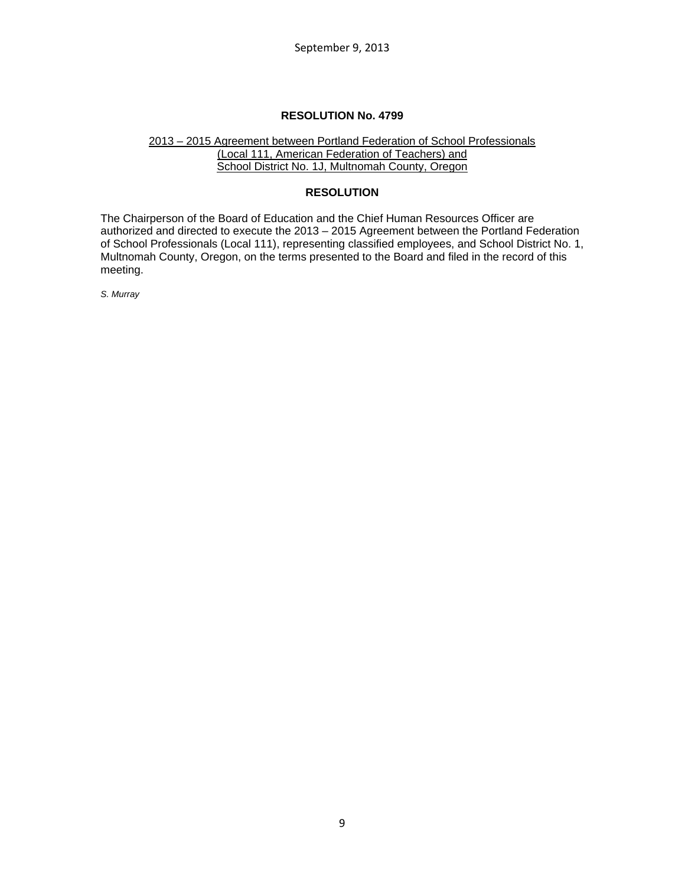# RESOLUTION No. 4799

2013 – 2015 Agreement between Portland Federation of School Professionals (Local 111, American Federation of Teachers) and School District No. 1J, Multnomah County, Oregon

## RESOLUTION

The Chairperson of the Board of Education and the Chief Human Resources Officer are authorized and directed to execute the 2013 – 2015 Agreement between the Portland Federation of School Professionals (Local 111), representing classified employees, and School District No. 1, Multnomah County, Oregon, on the terms presented to the Board and filed in the record of this meeting.

*S. Murray*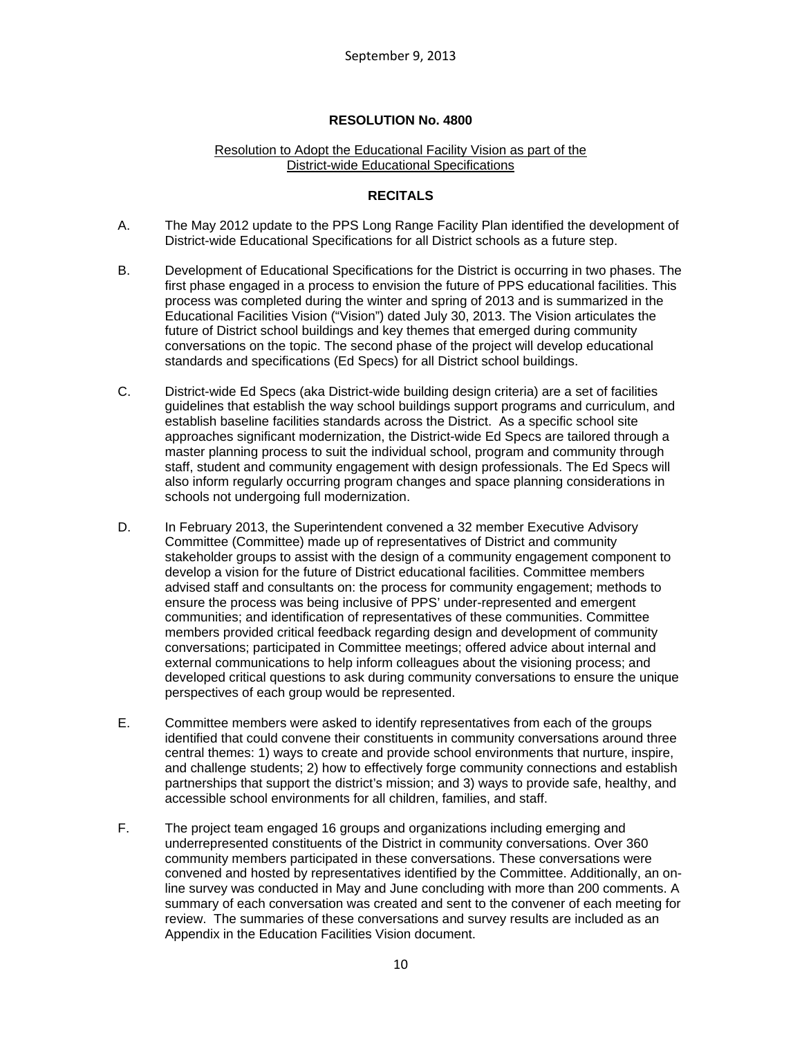September 9, 2013

**RESOLUTION No. 4800**

Resolution to Adopt the Educational Facility Vision as part of the District-wide Educational Specifications

**RECITALS**

A. The May 2012 update to the PPS Long Range Facility Plan identified the development of District-wide Educational Specifications for all District schools as a future step.

B. Development of Educational Specifications for the District is occurring in two phases. The first phase engaged in a process to envision the future of PPS educational facilities. This process was completed during the winter and spring of 2013 and is summarized in the Educational Facilities Vision ("Vision") dated July 30, 2013. The Vision articulates the future of District school buildings and key themes that emerged during community conversations on the topic. The second phase of the project will develop educational standards and specifications (Ed Specs) for all District school buildings.

C. District-wide Ed Specs (aka District-wide building design criteria) are a set of facilities guidelines that establish the way school buildings support programs and curriculum, and establish baseline facilities standards across the District. As a specific school site approaches significant modernization, the District-wide Ed Specs are tailored through a master planning process to suit the individual school, program and community through staff, student and community engagement with design professionals. The Ed Specs will also inform regularly occurring program changes and space planning considerations in schools not undergoing full modernization.

D. In February 2013, the Superintendent convened a 32 member Executive Advisory Committee (Committee) made up of representatives of District and community stakeholder groups to assist with the design of a community engagement component to develop a vision for the future of District educational facilities. Committee members advised staff and consultants on: the process for community engagement; methods to ensure the process was being inclusive of PPS' under-represented and emergent communities; and identification of representatives of these communities. Committee members provided critical feedback regarding design and development of community conversations; participated in Committee meetings; offered advice about internal and external communications to help inform colleagues about the visioning process; and developed critical questions to ask during community conversations to ensure the unique perspectives of each group would be represented.

E. Committee members were asked to identify representatives from each of the groups identified that could convene their constituents in community conversations around three central themes: 1) ways to create and provide school environments that nurture, inspire, and challenge students; 2) how to effectively forge community connections and establish partnerships that support the district's mission; and 3) ways to provide safe, healthy, and accessible school environments for all children, families, and staff.

F. The project team engaged 16 groups and organizations including emerging and underrepresented constituents of the District in community conversations. Over 360 community members participated in these conversations. These conversations were convened and hosted by representatives identified by the Committee. Additionally, an on-line survey was conducted in May and June concluding with more than 200 comments. A summary of each conversation was created and sent to the convener of each meeting for review. The summaries of these conversations and survey results are included as an Appendix in the Education Facilities Vision document.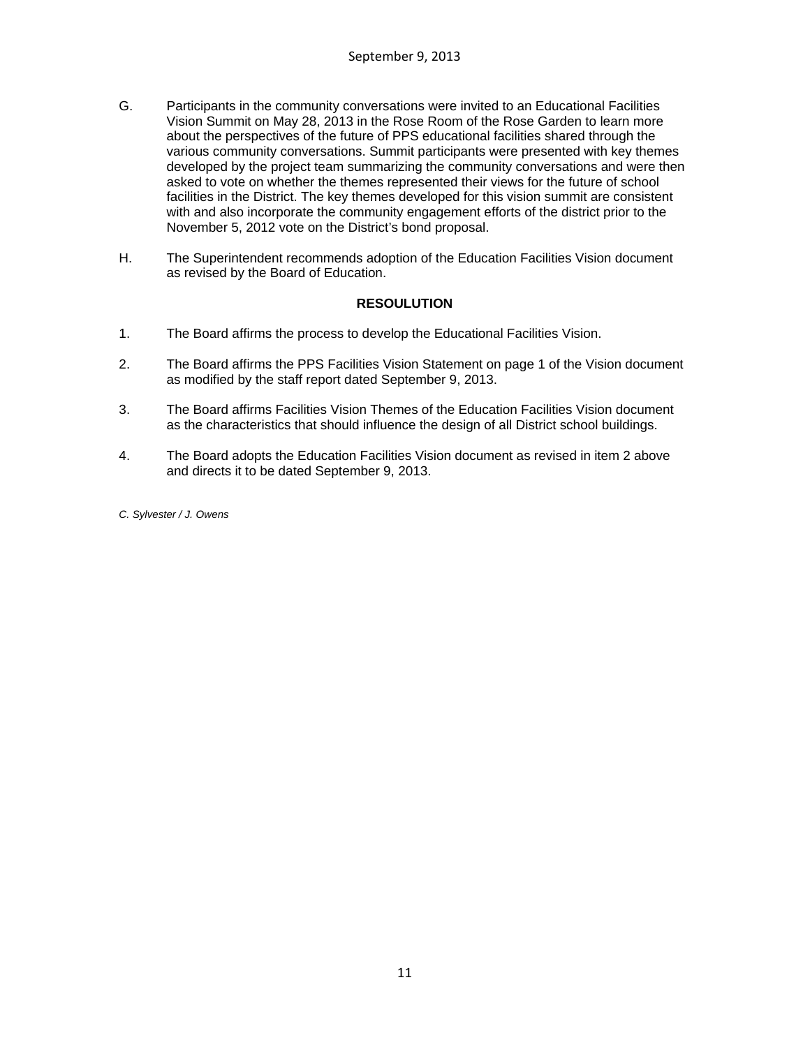G. Participants in the community conversations were invited to an Educational Facilities Vision Summit on May 28, 2013 in the Rose Room of the Rose Garden to learn more about the perspectives of the future of PPS educational facilities shared through the various community conversations. Summit participants were presented with key themes developed by the project team summarizing the community conversations and were then asked to vote on whether the themes represented their views for the future of school facilities in the District. The key themes developed for this vision summit are consistent with and also incorporate the community engagement efforts of the district prior to the November 5, 2012 vote on the District's bond proposal.

H. The Superintendent recommends adoption of the Education Facilities Vision document as revised by the Board of Education.

**RESOULUTION**

1. The Board affirms the process to develop the Educational Facilities Vision.

2. The Board affirms the PPS Facilities Vision Statement on page 1 of the Vision document as modified by the staff report dated September 9, 2013.

3. The Board affirms Facilities Vision Themes of the Education Facilities Vision document as the characteristics that should influence the design of all District school buildings.

4. The Board adopts the Education Facilities Vision document as revised in item 2 above and directs it to be dated September 9, 2013.

*C. Sylvester / J. Owens*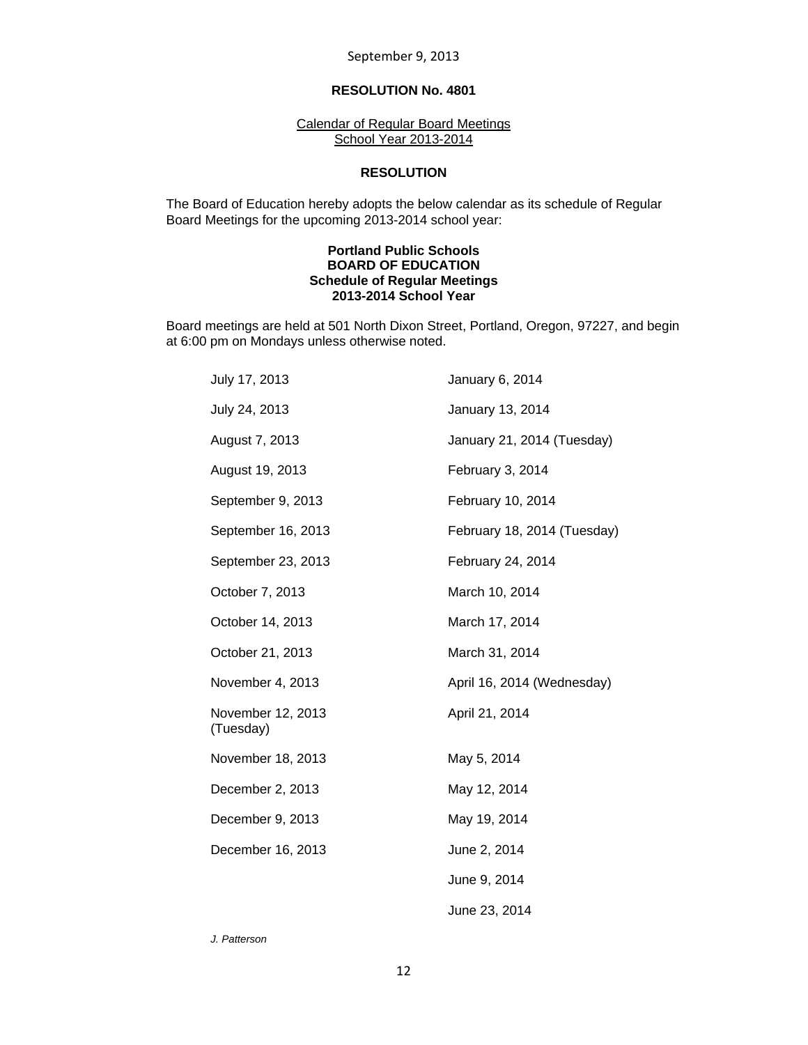September 9, 2013

**RESOLUTION No. 4801**

Calendar of Regular Board Meetings
School Year 2013-2014

**RESOLUTION**

The Board of Education hereby adopts the below calendar as its schedule of Regular Board Meetings for the upcoming 2013-2014 school year:

**Portland Public Schools**
**BOARD OF EDUCATION**
**Schedule of Regular Meetings**
**2013-2014 School Year**

Board meetings are held at 501 North Dixon Street, Portland, Oregon, 97227, and begin at 6:00 pm on Mondays unless otherwise noted.

| | |
|---|---|
| July 17, 2013 | January 6, 2014 |
| July 24, 2013 | January 13, 2014 |
| August 7, 2013 | January 21, 2014 (Tuesday) |
| August 19, 2013 | February 3, 2014 |
| September 9, 2013 | February 10, 2014 |
| September 16, 2013 | February 18, 2014 (Tuesday) |
| September 23, 2013 | February 24, 2014 |
| October 7, 2013 | March 10, 2014 |
| October 14, 2013 | March 17, 2014 |
| October 21, 2013 | March 31, 2014 |
| November 4, 2013 | April 16, 2014 (Wednesday) |
| November 12, 2013 (Tuesday) | April 21, 2014 |
| November 18, 2013 | May 5, 2014 |
| December 2, 2013 | May 12, 2014 |
| December 9, 2013 | May 19, 2014 |
| December 16, 2013 | June 2, 2014 |
| | June 9, 2014 |
| | June 23, 2014 |

*J. Patterson*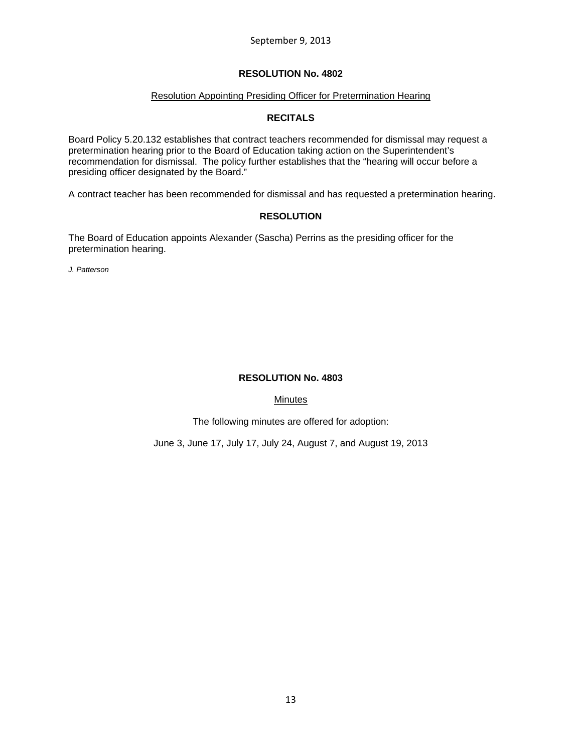September 9, 2013

## RESOLUTION No. 4802

Resolution Appointing Presiding Officer for Pretermination Hearing

### RECITALS

Board Policy 5.20.132 establishes that contract teachers recommended for dismissal may request a pretermination hearing prior to the Board of Education taking action on the Superintendent's recommendation for dismissal. The policy further establishes that the "hearing will occur before a presiding officer designated by the Board."

A contract teacher has been recommended for dismissal and has requested a pretermination hearing.

### RESOLUTION

The Board of Education appoints Alexander (Sascha) Perrins as the presiding officer for the pretermination hearing.

*J. Patterson*

## RESOLUTION No. 4803

Minutes

The following minutes are offered for adoption:

June 3, June 17, July 17, July 24, August 7, and August 19, 2013